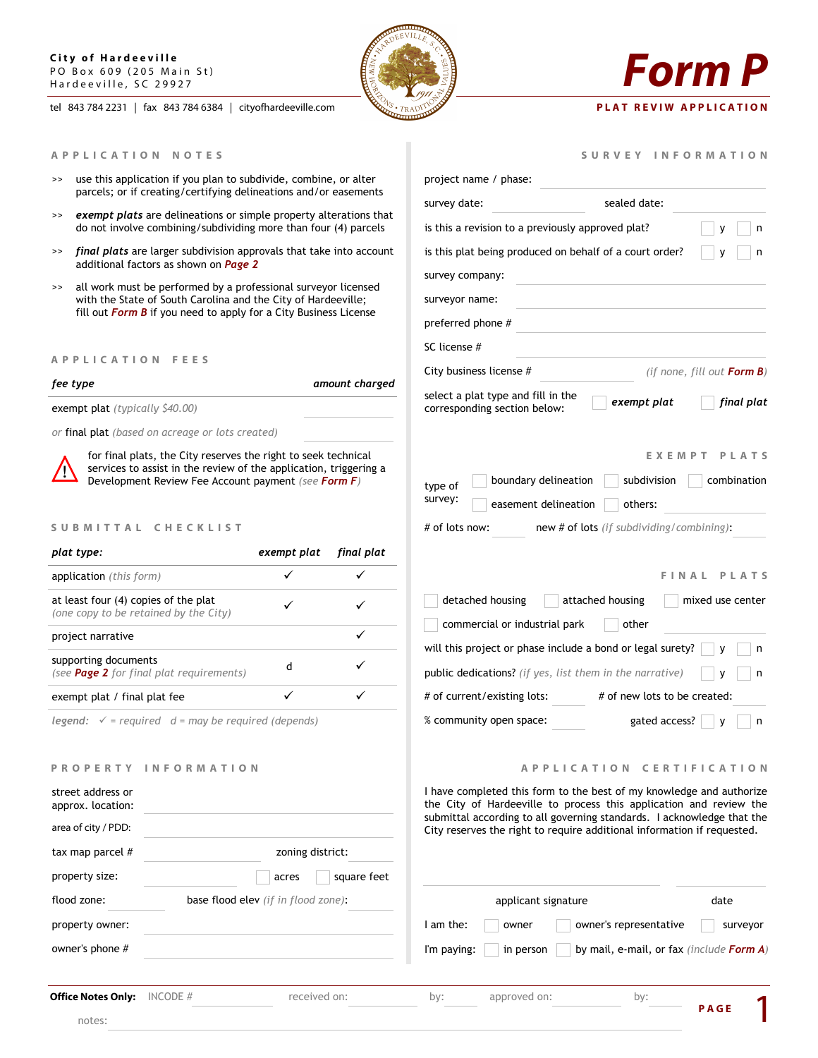**City of Hardeeville**
PO Box 609 (205 Main St)
Hardeeville, SC 29927

tel 843 784 2231 | fax 843 784 6384 | cityofhardeeville.com

# Form P

**PLAT REVIW APPLICATION**

## APPLICATION NOTES

>> use this application if you plan to subdivide, combine, or alter parcels; or if creating/certifying delineations and/or easements

>> ***exempt plats*** are delineations or simple property alterations that do not involve combining/subdividing more than four (4) parcels

>> ***final plats*** are larger subdivision approvals that take into account additional factors as shown on ***Page 2***

>> all work must be performed by a professional surveyor licensed with the State of South Carolina and the City of Hardeeville; fill out ***Form B*** if you need to apply for a City Business License

## APPLICATION FEES

| *fee type* | *amount charged* |
|---|---|
| exempt plat *(typically $40.00)* | |
| *or* final plat *(based on acreage or lots created)* | |

⚠ for final plats, the City reserves the right to seek technical services to assist in the review of the application, triggering a Development Review Fee Account payment *(see **Form F**)*

## SUBMITTAL CHECKLIST

| *plat type:* | *exempt plat* | *final plat* |
|---|---|---|
| application *(this form)* | ✓ | ✓ |
| at least four (4) copies of the plat *(one copy to be retained by the City)* | ✓ | ✓ |
| project narrative | | ✓ |
| supporting documents *(see **Page 2** for final plat requirements)* | d | ✓ |
| exempt plat / final plat fee | ✓ | ✓ |

*legend:* ✓ = required d = may be required (depends)

## PROPERTY INFORMATION

street address or approx. location: ______

area of city / PDD: ______

tax map parcel # ______ zoning district: ______

property size: ______ ☐ acres ☐ square feet

flood zone: ______ base flood elev *(if in flood zone)*: ______

property owner: ______

owner's phone # ______

## SURVEY INFORMATION

project name / phase: ______

survey date: ______ sealed date: ______

is this a revision to a previously approved plat? ☐ y ☐ n

is this plat being produced on behalf of a court order? ☐ y ☐ n

survey company: ______

surveyor name: ______

preferred phone # ______

SC license # ______

City business license # ______ *(if none, fill out **Form B**)*

select a plat type and fill in the corresponding section below: ☐ ***exempt plat*** ☐ ***final plat***

## EXEMPT PLATS

type of survey: ☐ boundary delineation ☐ subdivision ☐ combination ☐ easement delineation ☐ others: ______

# of lots now: ______ new # of lots *(if subdividing/combining)*: ______

## FINAL PLATS

☐ detached housing ☐ attached housing ☐ mixed use center ☐ commercial or industrial park ☐ other ______

will this project or phase include a bond or legal surety? ☐ y ☐ n

public dedications? *(if yes, list them in the narrative)* ☐ y ☐ n

# of current/existing lots: ______ # of new lots to be created: ______

% community open space: ______ gated access? ☐ y ☐ n

## APPLICATION CERTIFICATION

I have completed this form to the best of my knowledge and authorize the City of Hardeeville to process this application and review the submittal according to all governing standards. I acknowledge that the City reserves the right to require additional information if requested.

______ applicant signature ______ date

I am the: ☐ owner ☐ owner's representative ☐ surveyor

I'm paying: ☐ in person ☐ by mail, e-mail, or fax *(include **Form A**)*

---

**Office Notes Only:** INCODE # ______ received on: ______ by: ______ approved on: ______ by: ______

notes: ______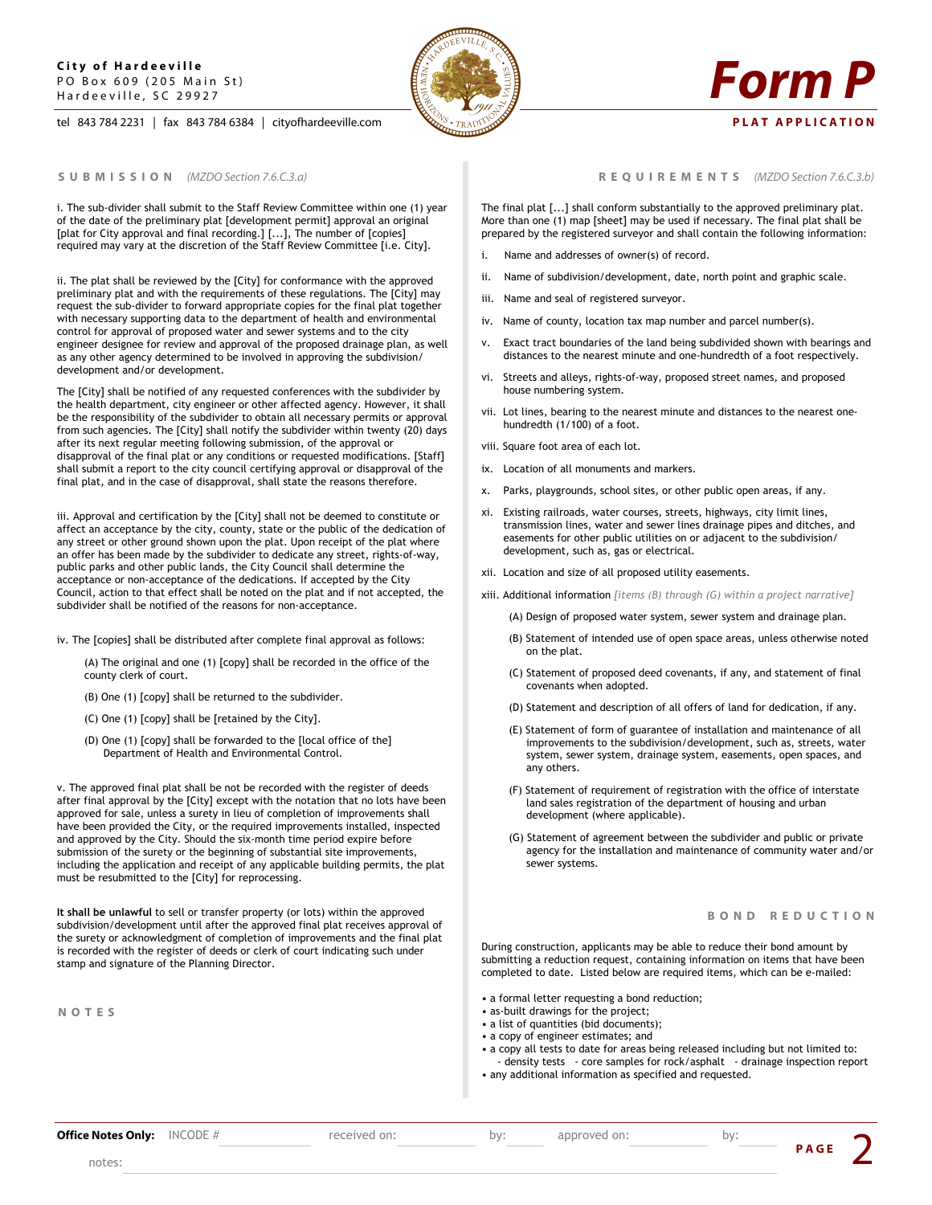**City of Hardeeville**
PO Box 609 (205 Main St)
Hardeeville, SC 29927

tel 843 784 2231 | fax 843 784 6384 | cityofhardeeville.com

# Form P

**PLAT APPLICATION**

## SUBMISSION *(MZDO Section 7.6.C.3.a)*

i. The sub-divider shall submit to the Staff Review Committee within one (1) year of the date of the preliminary plat [development permit] approval an original [plat for City approval and final recording.] [...], The number of [copies] required may vary at the discretion of the Staff Review Committee [i.e. City].

ii. The plat shall be reviewed by the [City] for conformance with the approved preliminary plat and with the requirements of these regulations. The [City] may request the sub-divider to forward appropriate copies for the final plat together with necessary supporting data to the department of health and environmental control for approval of proposed water and sewer systems and to the city engineer designee for review and approval of the proposed drainage plan, as well as any other agency determined to be involved in approving the subdivision/ development and/or development.

The [City] shall be notified of any requested conferences with the subdivider by the health department, city engineer or other affected agency. However, it shall be the responsibility of the subdivider to obtain all necessary permits or approval from such agencies. The [City] shall notify the subdivider within twenty (20) days after its next regular meeting following submission, of the approval or disapproval of the final plat or any conditions or requested modifications. [Staff] shall submit a report to the city council certifying approval or disapproval of the final plat, and in the case of disapproval, shall state the reasons therefore.

iii. Approval and certification by the [City] shall not be deemed to constitute or affect an acceptance by the city, county, state or the public of the dedication of any street or other ground shown upon the plat. Upon receipt of the plat where an offer has been made by the subdivider to dedicate any street, rights-of-way, public parks and other public lands, the City Council shall determine the acceptance or non-acceptance of the dedications. If accepted by the City Council, action to that effect shall be noted on the plat and if not accepted, the subdivider shall be notified of the reasons for non-acceptance.

iv. The [copies] shall be distributed after complete final approval as follows:

(A) The original and one (1) [copy] shall be recorded in the office of the county clerk of court.

(B) One (1) [copy] shall be returned to the subdivider.

(C) One (1) [copy] shall be [retained by the City].

(D) One (1) [copy] shall be forwarded to the [local office of the] Department of Health and Environmental Control.

v. The approved final plat shall be not be recorded with the register of deeds after final approval by the [City] except with the notation that no lots have been approved for sale, unless a surety in lieu of completion of improvements shall have been provided the City, or the required improvements installed, inspected and approved by the City. Should the six-month time period expire before submission of the surety or the beginning of substantial site improvements, including the application and receipt of any applicable building permits, the plat must be resubmitted to the [City] for reprocessing.

**It shall be unlawful** to sell or transfer property (or lots) within the approved subdivision/development until after the approved final plat receives approval of the surety or acknowledgment of completion of improvements and the final plat is recorded with the register of deeds or clerk of court indicating such under stamp and signature of the Planning Director.

## NOTES

## REQUIREMENTS *(MZDO Section 7.6.C.3.b)*

The final plat [...] shall conform substantially to the approved preliminary plat. More than one (1) map [sheet] may be used if necessary. The final plat shall be prepared by the registered surveyor and shall contain the following information:

i. Name and addresses of owner(s) of record.

ii. Name of subdivision/development, date, north point and graphic scale.

iii. Name and seal of registered surveyor.

iv. Name of county, location tax map number and parcel number(s).

v. Exact tract boundaries of the land being subdivided shown with bearings and distances to the nearest minute and one-hundredth of a foot respectively.

vi. Streets and alleys, rights-of-way, proposed street names, and proposed house numbering system.

vii. Lot lines, bearing to the nearest minute and distances to the nearest one-hundredth (1/100) of a foot.

viii. Square foot area of each lot.

ix. Location of all monuments and markers.

x. Parks, playgrounds, school sites, or other public open areas, if any.

xi. Existing railroads, water courses, streets, highways, city limit lines, transmission lines, water and sewer lines drainage pipes and ditches, and easements for other public utilities on or adjacent to the subdivision/ development, such as, gas or electrical.

xii. Location and size of all proposed utility easements.

xiii. Additional information *[items (B) through (G) within a project narrative]*

(A) Design of proposed water system, sewer system and drainage plan.

(B) Statement of intended use of open space areas, unless otherwise noted on the plat.

(C) Statement of proposed deed covenants, if any, and statement of final covenants when adopted.

(D) Statement and description of all offers of land for dedication, if any.

(E) Statement of form of guarantee of installation and maintenance of all improvements to the subdivision/development, such as, streets, water system, sewer system, drainage system, easements, open spaces, and any others.

(F) Statement of requirement of registration with the office of interstate land sales registration of the department of housing and urban development (where applicable).

(G) Statement of agreement between the subdivider and public or private agency for the installation and maintenance of community water and/or sewer systems.

## BOND REDUCTION

During construction, applicants may be able to reduce their bond amount by submitting a reduction request, containing information on items that have been completed to date. Listed below are required items, which can be e-mailed:

- a formal letter requesting a bond reduction;
- as-built drawings for the project;
- a list of quantities (bid documents);
- a copy of engineer estimates; and
- a copy all tests to date for areas being released including but not limited to:
  - density tests - core samples for rock/asphalt - drainage inspection report
- any additional information as specified and requested.

**Office Notes Only:** INCODE # ______ received on: ______ by: ______ approved on: ______ by: ______

notes: ______